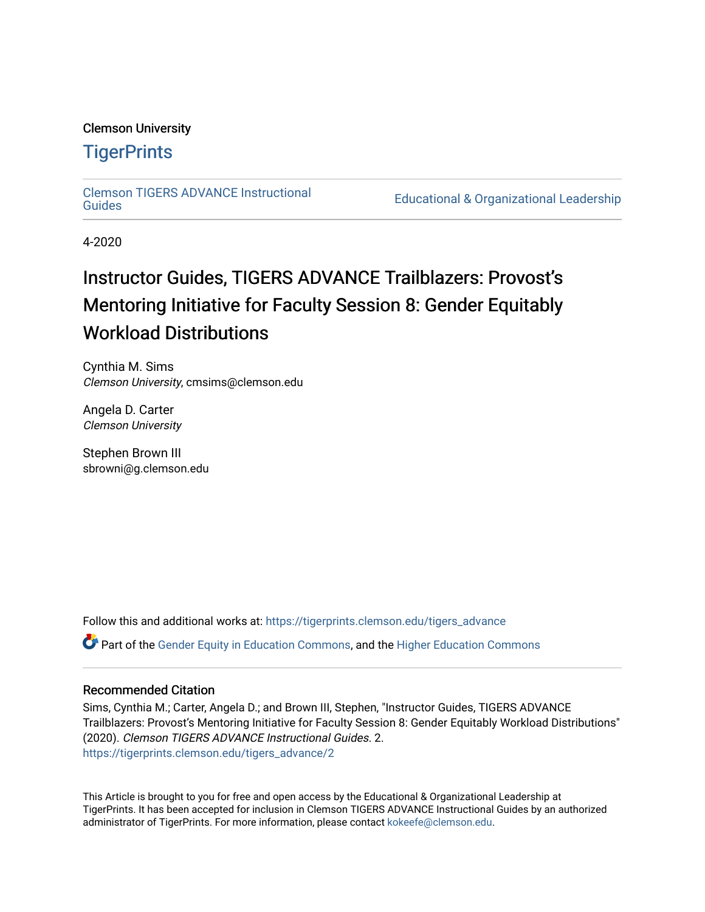Clemson University

# TigerPrints

Clemson TIGERS ADVANCE Instructional Guides

Educational & Organizational Leadership

4-2020

# Instructor Guides, TIGERS ADVANCE Trailblazers: Provost's Mentoring Initiative for Faculty Session 8: Gender Equitably Workload Distributions

Cynthia M. Sims
*Clemson University*, cmsims@clemson.edu

Angela D. Carter
*Clemson University*

Stephen Brown III
sbrowni@g.clemson.edu

Follow this and additional works at: https://tigerprints.clemson.edu/tigers_advance

Part of the Gender Equity in Education Commons, and the Higher Education Commons

## Recommended Citation

Sims, Cynthia M.; Carter, Angela D.; and Brown III, Stephen, "Instructor Guides, TIGERS ADVANCE Trailblazers: Provost's Mentoring Initiative for Faculty Session 8: Gender Equitably Workload Distributions" (2020). *Clemson TIGERS ADVANCE Instructional Guides*. 2.
https://tigerprints.clemson.edu/tigers_advance/2

This Article is brought to you for free and open access by the Educational & Organizational Leadership at TigerPrints. It has been accepted for inclusion in Clemson TIGERS ADVANCE Instructional Guides by an authorized administrator of TigerPrints. For more information, please contact kokeefe@clemson.edu.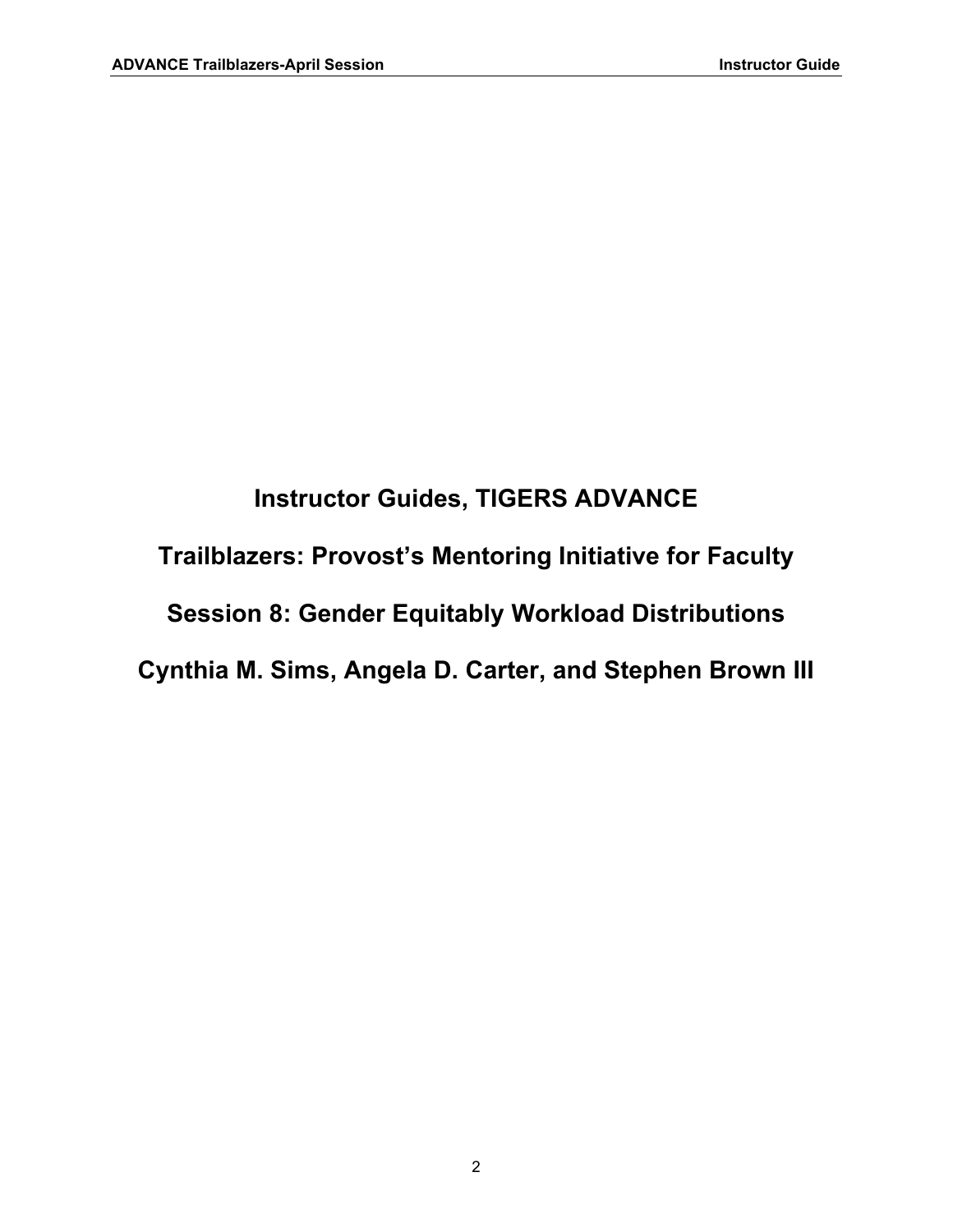# Instructor Guides, TIGERS ADVANCE

# Trailblazers: Provost's Mentoring Initiative for Faculty

# Session 8: Gender Equitably Workload Distributions

# Cynthia M. Sims, Angela D. Carter, and Stephen Brown III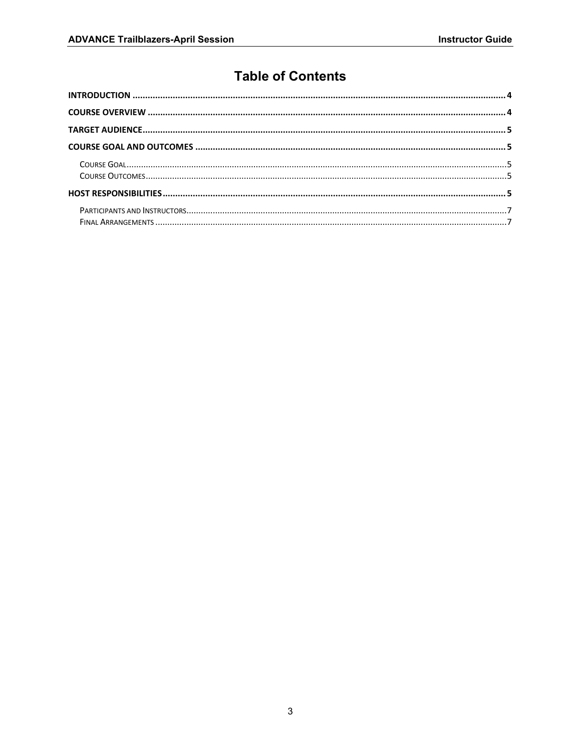# Table of Contents

**INTRODUCTION** .......... 4

**COURSE OVERVIEW** .......... 4

**TARGET AUDIENCE** .......... 5

**COURSE GOAL AND OUTCOMES** .......... 5

- Course Goal .......... 5
- Course Outcomes .......... 5

**HOST RESPONSIBILITIES** .......... 5

- Participants and Instructors .......... 7
- Final Arrangements .......... 7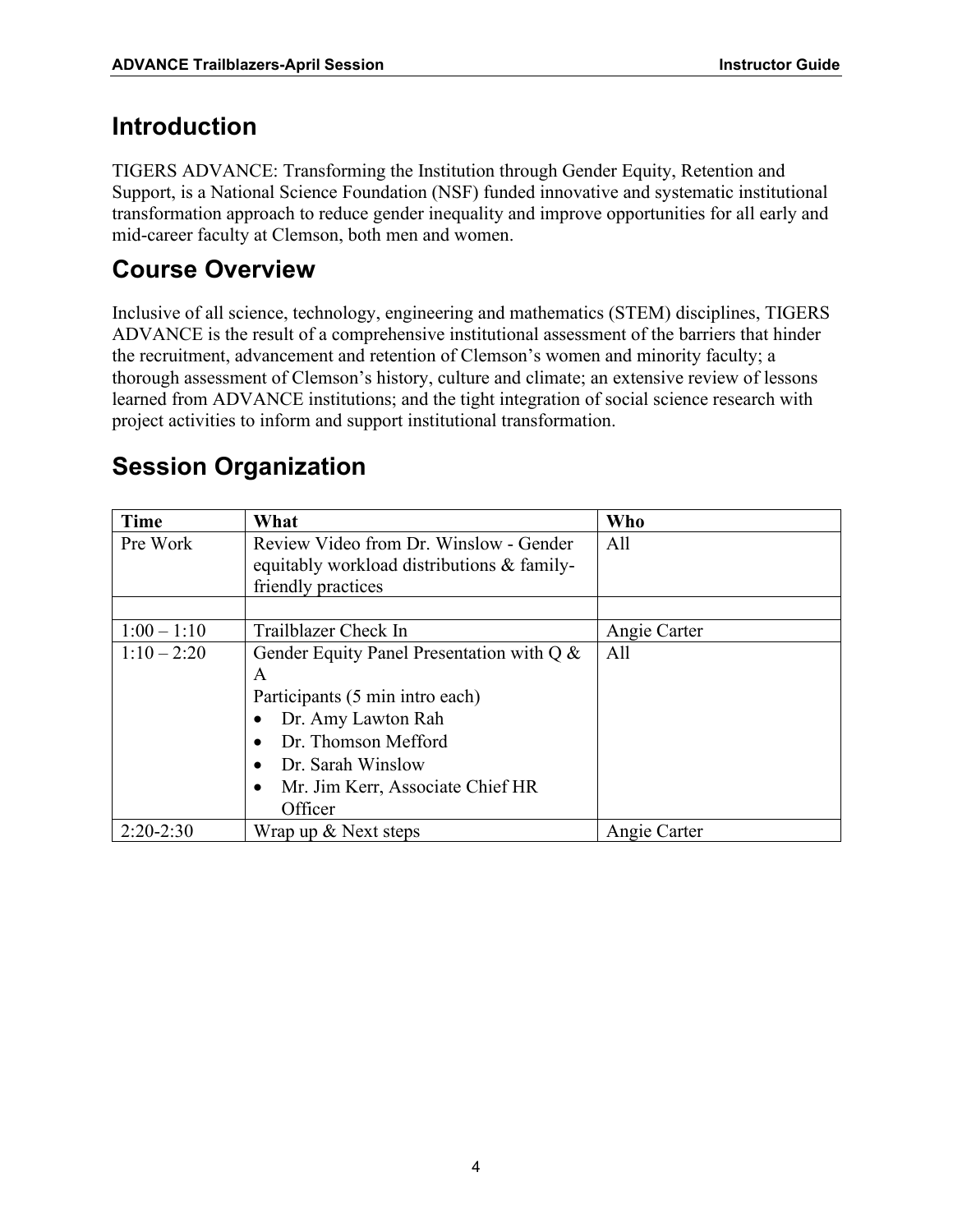## Introduction

TIGERS ADVANCE: Transforming the Institution through Gender Equity, Retention and Support, is a National Science Foundation (NSF) funded innovative and systematic institutional transformation approach to reduce gender inequality and improve opportunities for all early and mid-career faculty at Clemson, both men and women.

## Course Overview

Inclusive of all science, technology, engineering and mathematics (STEM) disciplines, TIGERS ADVANCE is the result of a comprehensive institutional assessment of the barriers that hinder the recruitment, advancement and retention of Clemson's women and minority faculty; a thorough assessment of Clemson's history, culture and climate; an extensive review of lessons learned from ADVANCE institutions; and the tight integration of social science research with project activities to inform and support institutional transformation.

## Session Organization

| Time | What | Who |
|---|---|---|
| Pre Work | Review Video from Dr. Winslow - Gender equitably workload distributions & family-friendly practices | All |
| | | |
| 1:00 – 1:10 | Trailblazer Check In | Angie Carter |
| 1:10 – 2:20 | Gender Equity Panel Presentation with Q & A<br>Participants (5 min intro each)<br>• Dr. Amy Lawton Rah<br>• Dr. Thomson Mefford<br>• Dr. Sarah Winslow<br>• Mr. Jim Kerr, Associate Chief HR Officer | All |
| 2:20-2:30 | Wrap up & Next steps | Angie Carter |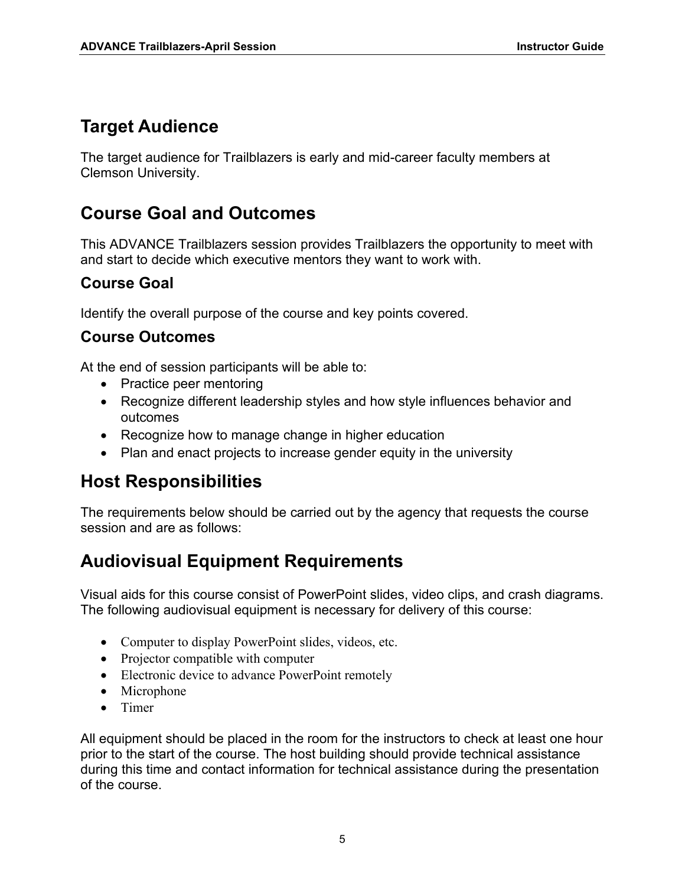## Target Audience

The target audience for Trailblazers is early and mid-career faculty members at Clemson University.

## Course Goal and Outcomes

This ADVANCE Trailblazers session provides Trailblazers the opportunity to meet with and start to decide which executive mentors they want to work with.

### Course Goal

Identify the overall purpose of the course and key points covered.

### Course Outcomes

At the end of session participants will be able to:

- Practice peer mentoring
- Recognize different leadership styles and how style influences behavior and outcomes
- Recognize how to manage change in higher education
- Plan and enact projects to increase gender equity in the university

## Host Responsibilities

The requirements below should be carried out by the agency that requests the course session and are as follows:

## Audiovisual Equipment Requirements

Visual aids for this course consist of PowerPoint slides, video clips, and crash diagrams. The following audiovisual equipment is necessary for delivery of this course:

- Computer to display PowerPoint slides, videos, etc.
- Projector compatible with computer
- Electronic device to advance PowerPoint remotely
- Microphone
- Timer

All equipment should be placed in the room for the instructors to check at least one hour prior to the start of the course. The host building should provide technical assistance during this time and contact information for technical assistance during the presentation of the course.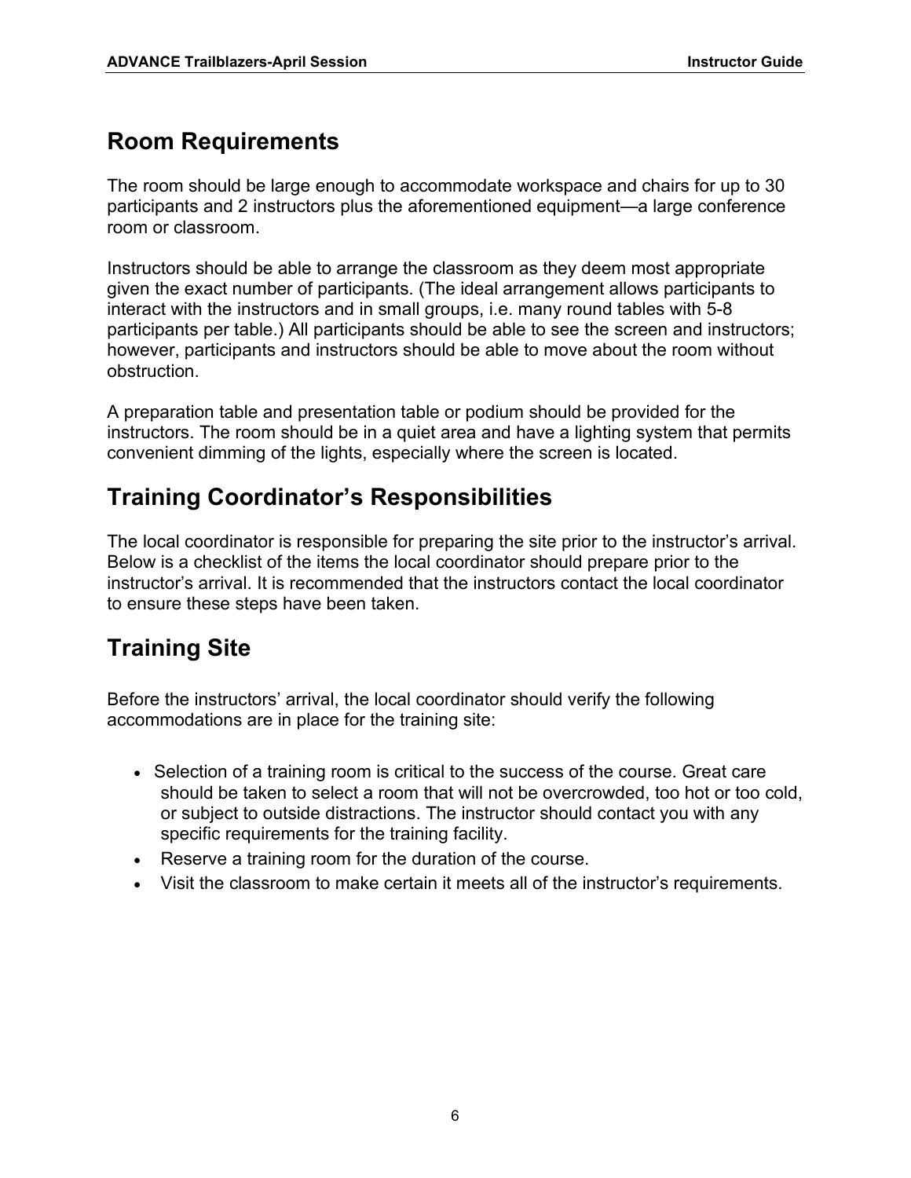## Room Requirements

The room should be large enough to accommodate workspace and chairs for up to 30 participants and 2 instructors plus the aforementioned equipment—a large conference room or classroom.

Instructors should be able to arrange the classroom as they deem most appropriate given the exact number of participants. (The ideal arrangement allows participants to interact with the instructors and in small groups, i.e. many round tables with 5-8 participants per table.) All participants should be able to see the screen and instructors; however, participants and instructors should be able to move about the room without obstruction.

A preparation table and presentation table or podium should be provided for the instructors. The room should be in a quiet area and have a lighting system that permits convenient dimming of the lights, especially where the screen is located.

## Training Coordinator's Responsibilities

The local coordinator is responsible for preparing the site prior to the instructor's arrival. Below is a checklist of the items the local coordinator should prepare prior to the instructor's arrival. It is recommended that the instructors contact the local coordinator to ensure these steps have been taken.

## Training Site

Before the instructors' arrival, the local coordinator should verify the following accommodations are in place for the training site:

- Selection of a training room is critical to the success of the course. Great care should be taken to select a room that will not be overcrowded, too hot or too cold, or subject to outside distractions. The instructor should contact you with any specific requirements for the training facility.
- Reserve a training room for the duration of the course.
- Visit the classroom to make certain it meets all of the instructor's requirements.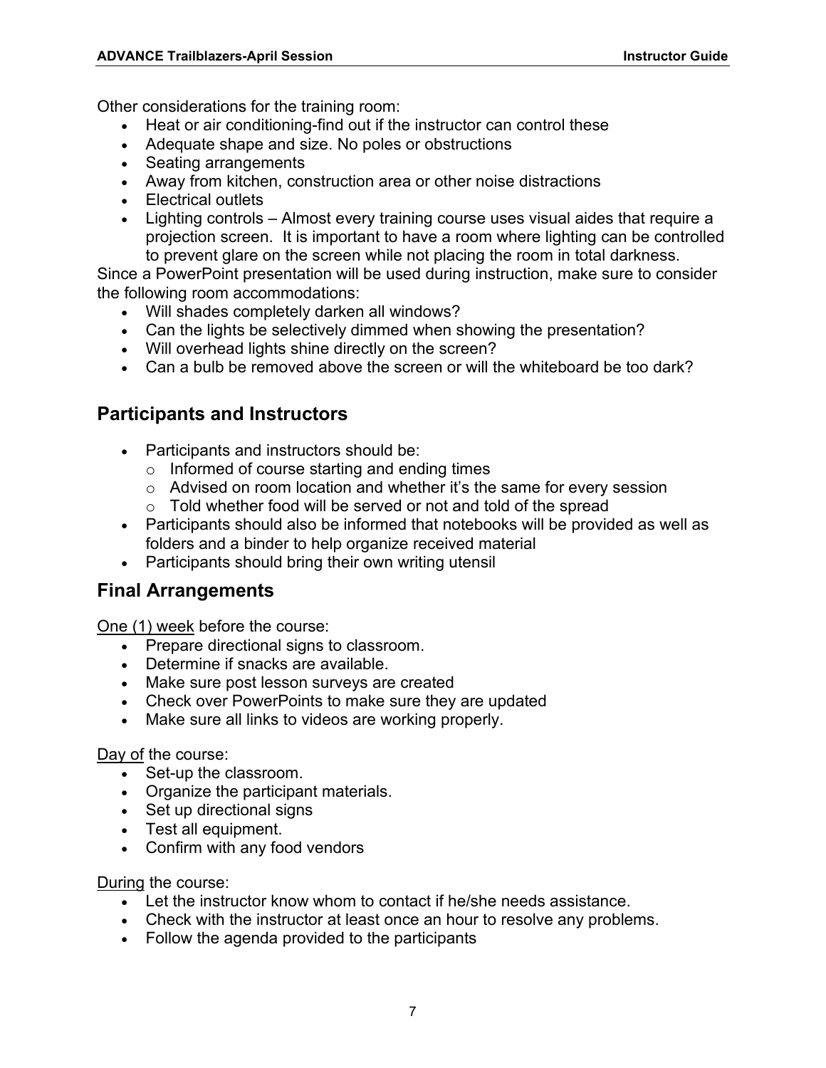Other considerations for the training room:

- Heat or air conditioning-find out if the instructor can control these
- Adequate shape and size. No poles or obstructions
- Seating arrangements
- Away from kitchen, construction area or other noise distractions
- Electrical outlets
- Lighting controls – Almost every training course uses visual aides that require a projection screen. It is important to have a room where lighting can be controlled to prevent glare on the screen while not placing the room in total darkness.

Since a PowerPoint presentation will be used during instruction, make sure to consider the following room accommodations:

- Will shades completely darken all windows?
- Can the lights be selectively dimmed when showing the presentation?
- Will overhead lights shine directly on the screen?
- Can a bulb be removed above the screen or will the whiteboard be too dark?

## Participants and Instructors

- Participants and instructors should be:
  - Informed of course starting and ending times
  - Advised on room location and whether it's the same for every session
  - Told whether food will be served or not and told of the spread
- Participants should also be informed that notebooks will be provided as well as folders and a binder to help organize received material
- Participants should bring their own writing utensil

## Final Arrangements

<u>One (1) week</u> before the course:

- Prepare directional signs to classroom.
- Determine if snacks are available.
- Make sure post lesson surveys are created
- Check over PowerPoints to make sure they are updated
- Make sure all links to videos are working properly.

<u>Day of</u> the course:

- Set-up the classroom.
- Organize the participant materials.
- Set up directional signs
- Test all equipment.
- Confirm with any food vendors

<u>During</u> the course:

- Let the instructor know whom to contact if he/she needs assistance.
- Check with the instructor at least once an hour to resolve any problems.
- Follow the agenda provided to the participants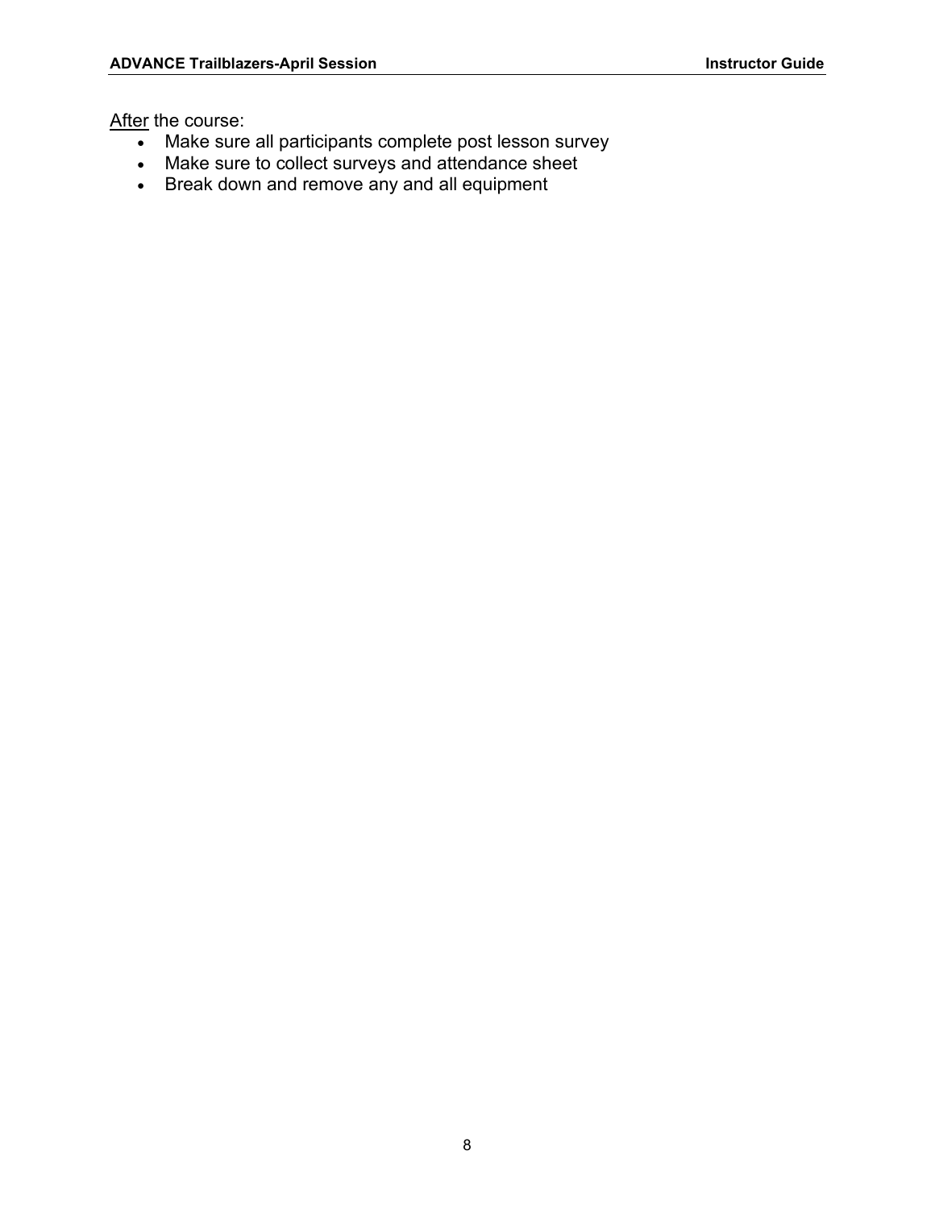<u>After</u> the course:

- Make sure all participants complete post lesson survey
- Make sure to collect surveys and attendance sheet
- Break down and remove any and all equipment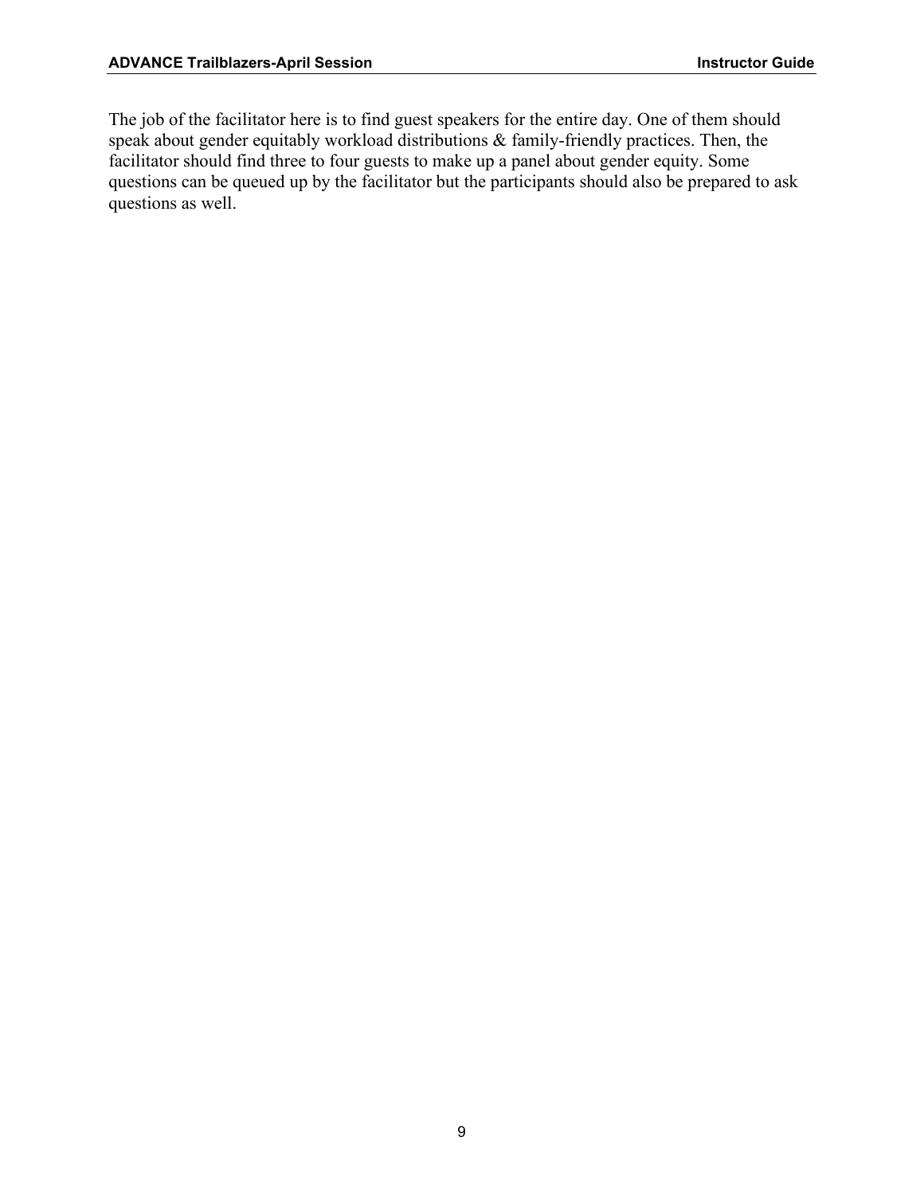The job of the facilitator here is to find guest speakers for the entire day. One of them should speak about gender equitably workload distributions & family-friendly practices. Then, the facilitator should find three to four guests to make up a panel about gender equity. Some questions can be queued up by the facilitator but the participants should also be prepared to ask questions as well.